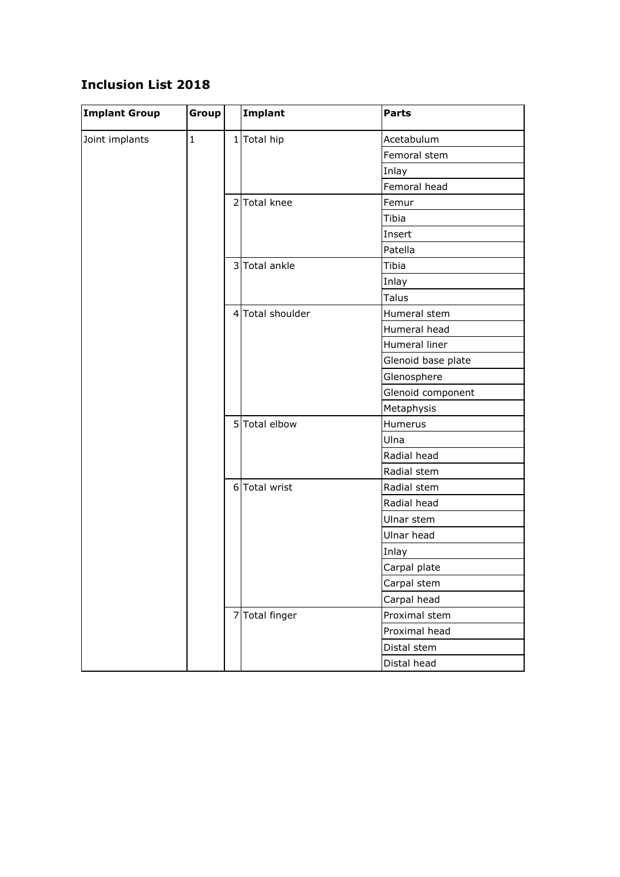## Inclusion List 2018

| Implant Group | Group | | Implant | Parts |
|---|---|---|---|---|
| Joint implants | 1 | 1 | Total hip | Acetabulum |
| | | | | Femoral stem |
| | | | | Inlay |
| | | | | Femoral head |
| | | 2 | Total knee | Femur |
| | | | | Tibia |
| | | | | Insert |
| | | | | Patella |
| | | 3 | Total ankle | Tibia |
| | | | | Inlay |
| | | | | Talus |
| | | 4 | Total shoulder | Humeral stem |
| | | | | Humeral head |
| | | | | Humeral liner |
| | | | | Glenoid base plate |
| | | | | Glenosphere |
| | | | | Glenoid component |
| | | | | Metaphysis |
| | | 5 | Total elbow | Humerus |
| | | | | Ulna |
| | | | | Radial head |
| | | | | Radial stem |
| | | 6 | Total wrist | Radial stem |
| | | | | Radial head |
| | | | | Ulnar stem |
| | | | | Ulnar head |
| | | | | Inlay |
| | | | | Carpal plate |
| | | | | Carpal stem |
| | | | | Carpal head |
| | | 7 | Total finger | Proximal stem |
| | | | | Proximal head |
| | | | | Distal stem |
| | | | | Distal head |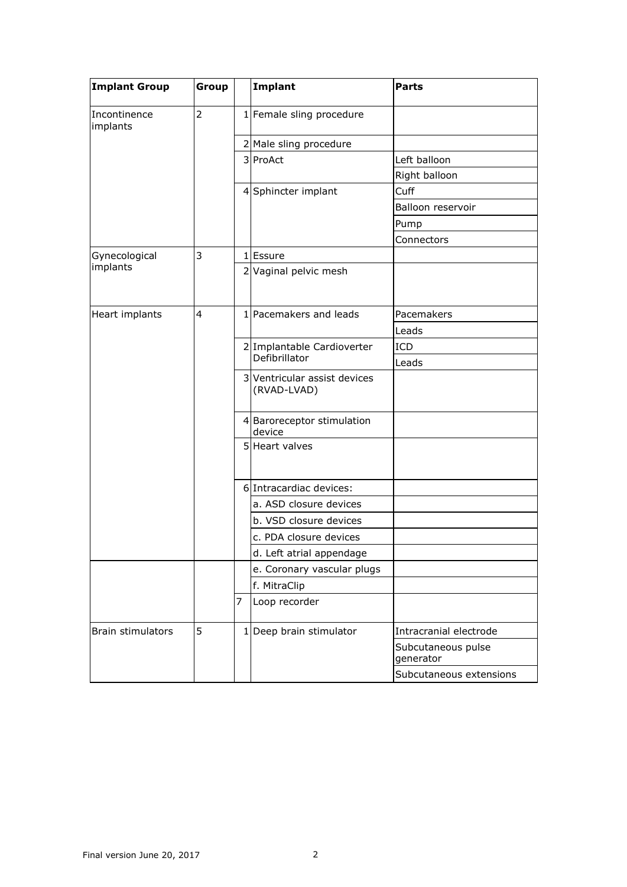| Implant Group | Group | | Implant | Parts |
|---|---|---|---|---|
| Incontinence implants | 2 | 1 | Female sling procedure | |
| | | 2 | Male sling procedure | |
| | | 3 | ProAct | Left balloon |
| | | | | Right balloon |
| | | 4 | Sphincter implant | Cuff |
| | | | | Balloon reservoir |
| | | | | Pump |
| | | | | Connectors |
| Gynecological implants | 3 | 1 | Essure | |
| | | 2 | Vaginal pelvic mesh | |
| Heart implants | 4 | 1 | Pacemakers and leads | Pacemakers |
| | | | | Leads |
| | | 2 | Implantable Cardioverter Defibrillator | ICD |
| | | | | Leads |
| | | 3 | Ventricular assist devices (RVAD-LVAD) | |
| | | 4 | Baroreceptor stimulation device | |
| | | 5 | Heart valves | |
| | | 6 | Intracardiac devices: | |
| | | | a. ASD closure devices | |
| | | | b. VSD closure devices | |
| | | | c. PDA closure devices | |
| | | | d. Left atrial appendage | |
| | | | e. Coronary vascular plugs | |
| | | | f. MitraClip | |
| | | 7 | Loop recorder | |
| Brain stimulators | 5 | 1 | Deep brain stimulator | Intracranial electrode |
| | | | | Subcutaneous pulse generator |
| | | | | Subcutaneous extensions |

Final version June 20, 2017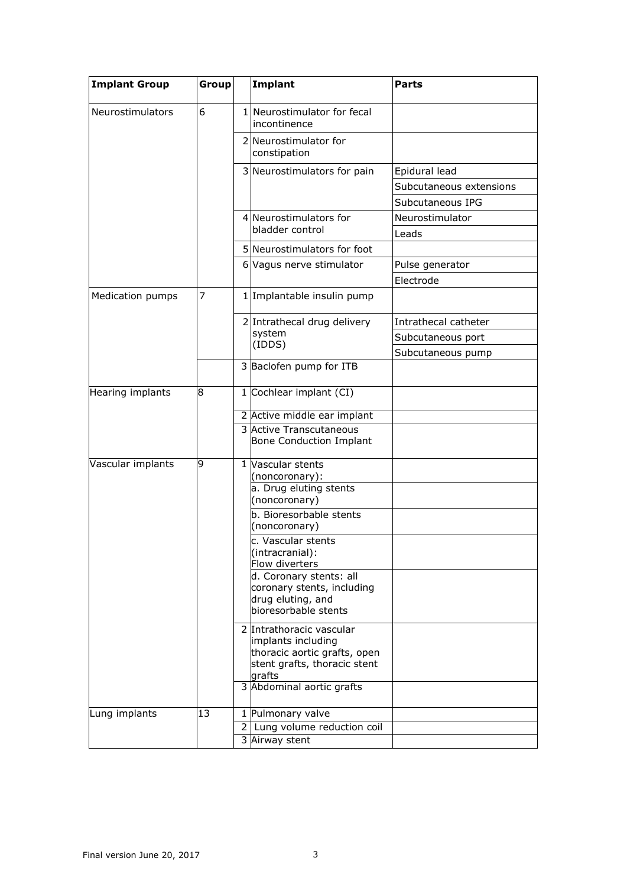| Implant Group | Group | | Implant | Parts |
|---|---|---|---|---|
| Neurostimulators | 6 | 1 | Neurostimulator for fecal incontinence | |
| | | 2 | Neurostimulator for constipation | |
| | | 3 | Neurostimulators for pain | Epidural lead |
| | | | | Subcutaneous extensions |
| | | | | Subcutaneous IPG |
| | | 4 | Neurostimulators for bladder control | Neurostimulator |
| | | | | Leads |
| | | 5 | Neurostimulators for foot | |
| | | 6 | Vagus nerve stimulator | Pulse generator |
| | | | | Electrode |
| Medication pumps | 7 | 1 | Implantable insulin pump | |
| | | 2 | Intrathecal drug delivery system (IDDS) | Intrathecal catheter |
| | | | | Subcutaneous port |
| | | | | Subcutaneous pump |
| | | 3 | Baclofen pump for ITB | |
| Hearing implants | 8 | 1 | Cochlear implant (CI) | |
| | | 2 | Active middle ear implant | |
| | | 3 | Active Transcutaneous Bone Conduction Implant | |
| Vascular implants | 9 | 1 | Vascular stents (noncoronary): | |
| | | | a. Drug eluting stents (noncoronary) | |
| | | | b. Bioresorbable stents (noncoronary) | |
| | | | c. Vascular stents (intracranial): Flow diverters | |
| | | | d. Coronary stents: all coronary stents, including drug eluting, and bioresorbable stents | |
| | | 2 | Intrathoracic vascular implants including thoracic aortic grafts, open stent grafts, thoracic stent grafts | |
| | | 3 | Abdominal aortic grafts | |
| Lung implants | 13 | 1 | Pulmonary valve | |
| | | 2 | Lung volume reduction coil | |
| | | 3 | Airway stent | |

Final version June 20, 2017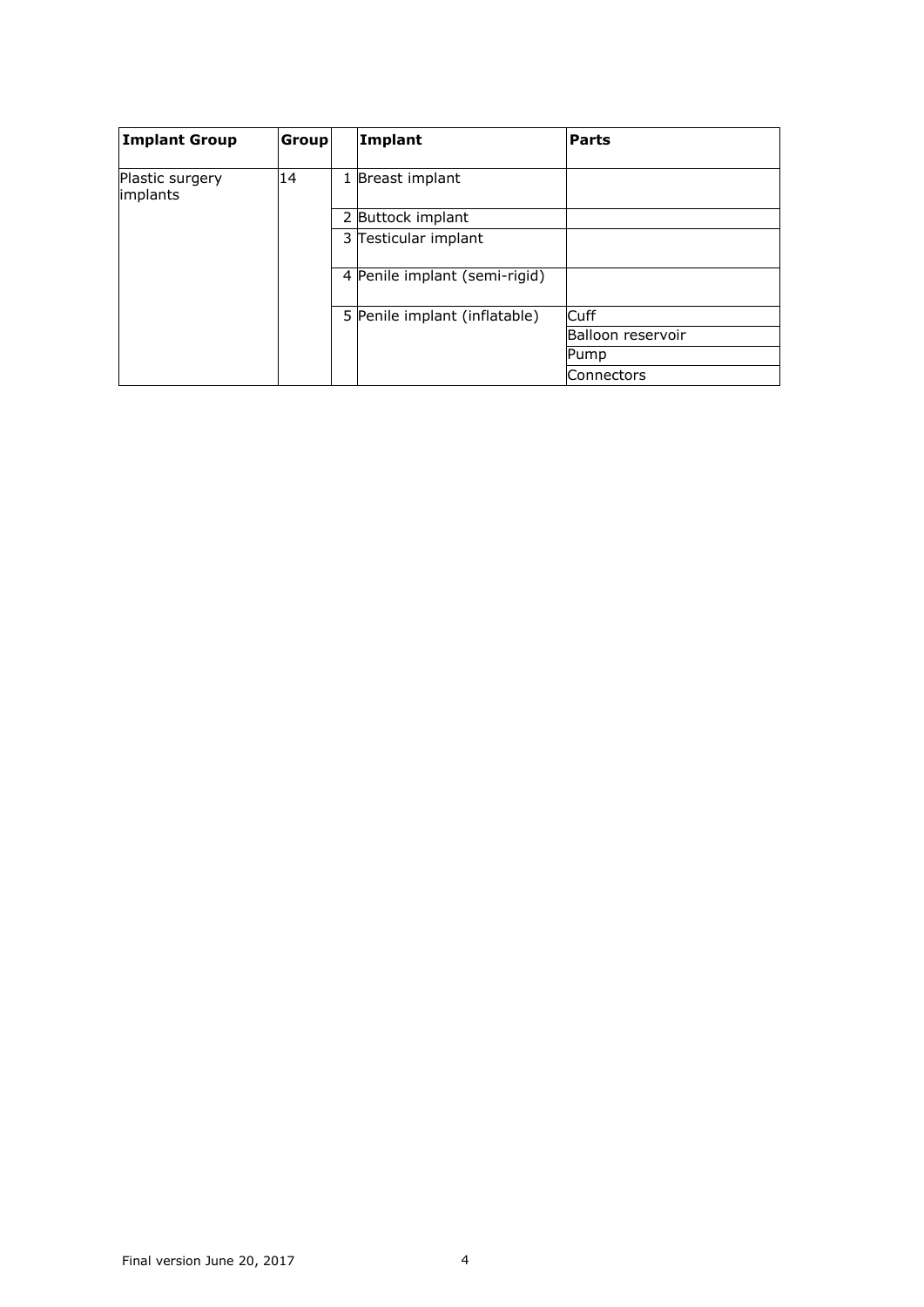| Implant Group | Group | | Implant | Parts |
|---|---|---|---|---|
| Plastic surgery implants | 14 | 1 | Breast implant | |
| | | 2 | Buttock implant | |
| | | 3 | Testicular implant | |
| | | 4 | Penile implant (semi-rigid) | |
| | | 5 | Penile implant (inflatable) | Cuff |
| | | | | Balloon reservoir |
| | | | | Pump |
| | | | | Connectors |

Final version June 20, 2017